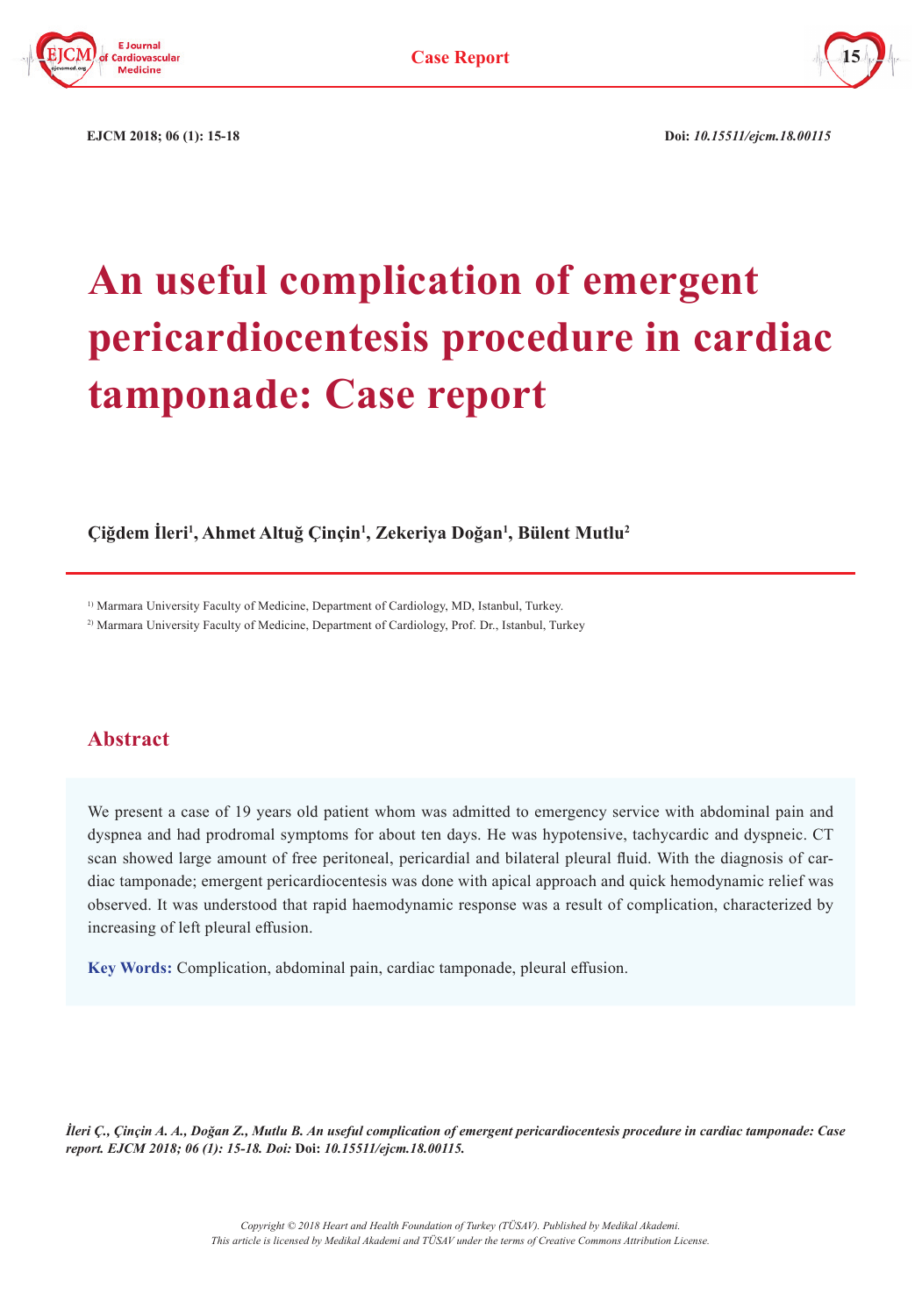# An useful complication of emergent pericardiocentesis procedure in cardiac tamponade: Case report

**Çiğdem İleri[1], Ahmet Altuğ Çinçin[1], Zekeriya Doğan[1], Bülent Mutlu[2]**

[1] Marmara University Faculty of Medicine, Department of Cardiology, MD, Istanbul, Turkey.

[2] Marmara University Faculty of Medicine, Department of Cardiology, Prof. Dr., Istanbul, Turkey

## Abstract

We present a case of 19 years old patient whom was admitted to emergency service with abdominal pain and dyspnea and had prodromal symptoms for about ten days. He was hypotensive, tachycardic and dyspneic. CT scan showed large amount of free peritoneal, pericardial and bilateral pleural fluid. With the diagnosis of cardiac tamponade; emergent pericardiocentesis was done with apical approach and quick hemodynamic relief was observed. It was understood that rapid haemodynamic response was a result of complication, characterized by increasing of left pleural effusion.

**Key Words:** Complication, abdominal pain, cardiac tamponade, pleural effusion.

*İleri Ç., Çinçin A. A., Doğan Z., Mutlu B. An useful complication of emergent pericardiocentesis procedure in cardiac tamponade: Case report. EJCM 2018; 06 (1): 15-18. Doi:* **Doi:** ***10.15511/ejcm.18.00115.***

*Copyright © 2018 Heart and Health Foundation of Turkey (TÜSAV). Published by Medikal Akademi.*
*This article is licensed by Medikal Akademi and TÜSAV under the terms of Creative Commons Attribution License.*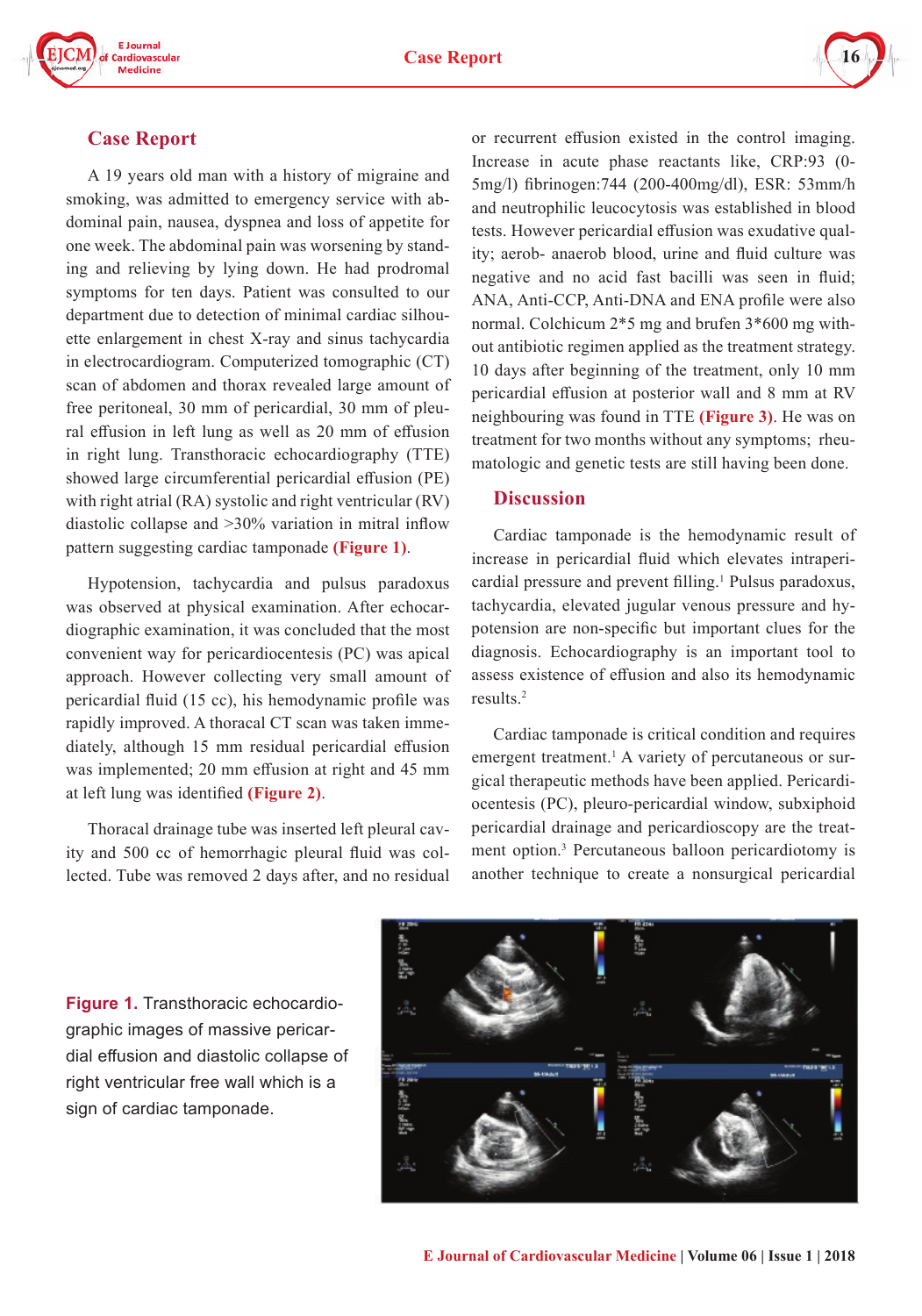## Case Report

A 19 years old man with a history of migraine and smoking, was admitted to emergency service with abdominal pain, nausea, dyspnea and loss of appetite for one week. The abdominal pain was worsening by standing and relieving by lying down. He had prodromal symptoms for ten days. Patient was consulted to our department due to detection of minimal cardiac silhouette enlargement in chest X-ray and sinus tachycardia in electrocardiogram. Computerized tomographic (CT) scan of abdomen and thorax revealed large amount of free peritoneal, 30 mm of pericardial, 30 mm of pleural effusion in left lung as well as 20 mm of effusion in right lung. Transthoracic echocardiography (TTE) showed large circumferential pericardial effusion (PE) with right atrial (RA) systolic and right ventricular (RV) diastolic collapse and >30% variation in mitral inflow pattern suggesting cardiac tamponade **(Figure 1)**.

Hypotension, tachycardia and pulsus paradoxus was observed at physical examination. After echocardiographic examination, it was concluded that the most convenient way for pericardiocentesis (PC) was apical approach. However collecting very small amount of pericardial fluid (15 cc), his hemodynamic profile was rapidly improved. A thoracal CT scan was taken immediately, although 15 mm residual pericardial effusion was implemented; 20 mm effusion at right and 45 mm at left lung was identified **(Figure 2)**.

Thoracal drainage tube was inserted left pleural cavity and 500 cc of hemorrhagic pleural fluid was collected. Tube was removed 2 days after, and no residual or recurrent effusion existed in the control imaging. Increase in acute phase reactants like, CRP:93 (0-5mg/l) fibrinogen:744 (200-400mg/dl), ESR: 53mm/h and neutrophilic leucocytosis was established in blood tests. However pericardial effusion was exudative quality; aerob- anaerob blood, urine and fluid culture was negative and no acid fast bacilli was seen in fluid; ANA, Anti-CCP, Anti-DNA and ENA profile were also normal. Colchicum 2*5 mg and brufen 3*600 mg without antibiotic regimen applied as the treatment strategy. 10 days after beginning of the treatment, only 10 mm pericardial effusion at posterior wall and 8 mm at RV neighbouring was found in TTE **(Figure 3)**. He was on treatment for two months without any symptoms; rheumatologic and genetic tests are still having been done.

## Discussion

Cardiac tamponade is the hemodynamic result of increase in pericardial fluid which elevates intrapericardial pressure and prevent filling.[1] Pulsus paradoxus, tachycardia, elevated jugular venous pressure and hypotension are non-specific but important clues for the diagnosis. Echocardiography is an important tool to assess existence of effusion and also its hemodynamic results.[2]

Cardiac tamponade is critical condition and requires emergent treatment.[1] A variety of percutaneous or surgical therapeutic methods have been applied. Pericardiocentesis (PC), pleuro-pericardial window, subxiphoid pericardial drainage and pericardioscopy are the treatment option.[3] Percutaneous balloon pericardiotomy is another technique to create a nonsurgical pericardial

**Figure 1.** Transthoracic echocardiographic images of massive pericardial effusion and diastolic collapse of right ventricular free wall which is a sign of cardiac tamponade.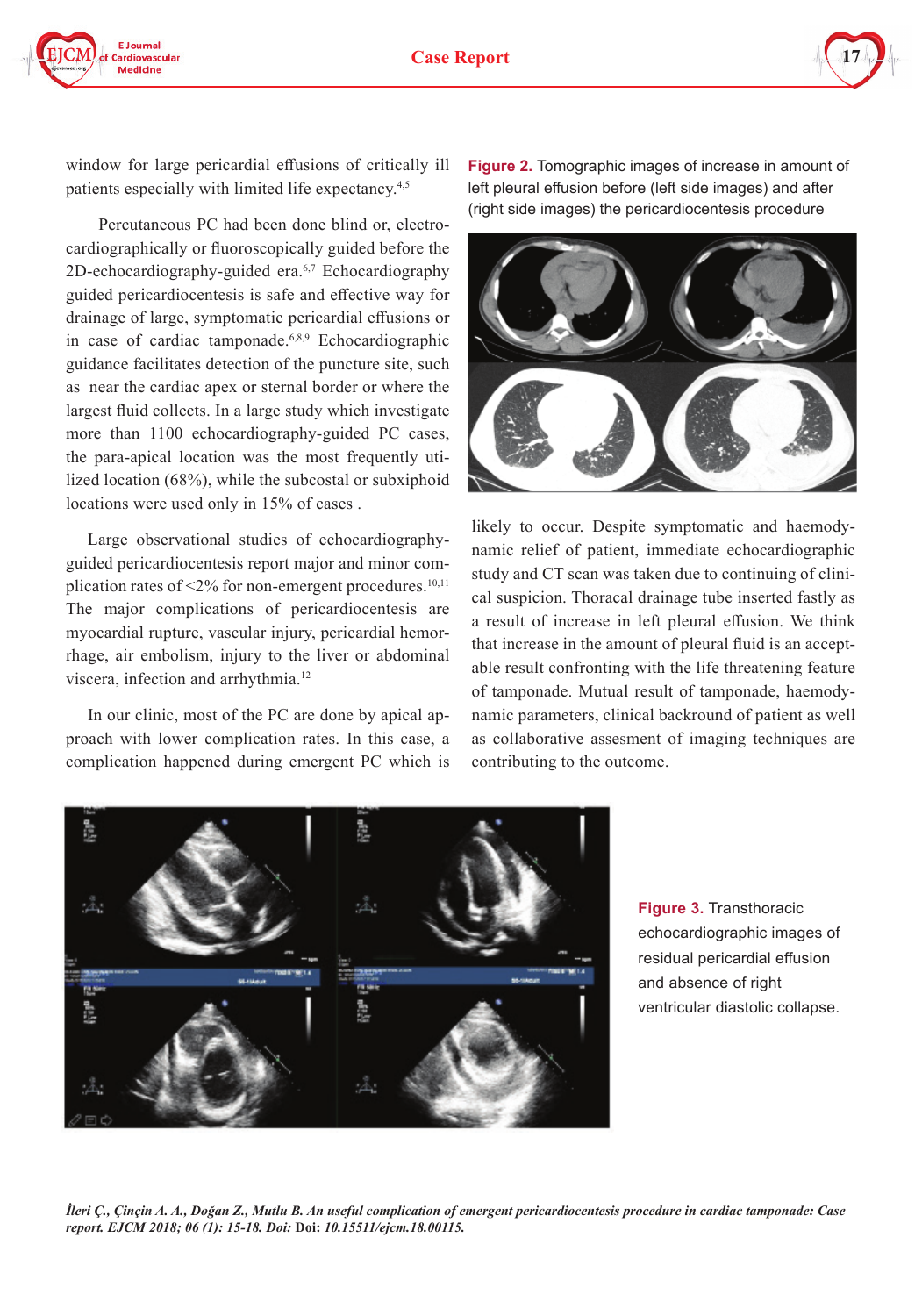window for large pericardial effusions of critically ill patients especially with limited life expectancy.[4,5]

Percutaneous PC had been done blind or, electrocardiographically or fluoroscopically guided before the 2D-echocardiography-guided era.[6,7] Echocardiography guided pericardiocentesis is safe and effective way for drainage of large, symptomatic pericardial effusions or in case of cardiac tamponade.[6,8,9] Echocardiographic guidance facilitates detection of the puncture site, such as near the cardiac apex or sternal border or where the largest fluid collects. In a large study which investigate more than 1100 echocardiography-guided PC cases, the para-apical location was the most frequently utilized location (68%), while the subcostal or subxiphoid locations were used only in 15% of cases .

Large observational studies of echocardiography-guided pericardiocentesis report major and minor complication rates of <2% for non-emergent procedures.[10,11] The major complications of pericardiocentesis are myocardial rupture, vascular injury, pericardial hemorrhage, air embolism, injury to the liver or abdominal viscera, infection and arrhythmia.[12]

In our clinic, most of the PC are done by apical approach with lower complication rates. In this case, a complication happened during emergent PC which is likely to occur. Despite symptomatic and haemodynamic relief of patient, immediate echocardiographic study and CT scan was taken due to continuing of clinical suspicion. Thoracal drainage tube inserted fastly as a result of increase in left pleural effusion. We think that increase in the amount of pleural fluid is an acceptable result confronting with the life threatening feature of tamponade. Mutual result of tamponade, haemodynamic parameters, clinical backround of patient as well as collaborative assesment of imaging techniques are contributing to the outcome.

**Figure 2.** Tomographic images of increase in amount of left pleural effusion before (left side images) and after (right side images) the pericardiocentesis procedure

**Figure 3.** Transthoracic echocardiographic images of residual pericardial effusion and absence of right ventricular diastolic collapse.

*İleri Ç., Çinçin A. A., Doğan Z., Mutlu B. An useful complication of emergent pericardiocentesis procedure in cardiac tamponade: Case report. EJCM 2018; 06 (1): 15-18. Doi:* **Doi:** *10.15511/ejcm.18.00115.*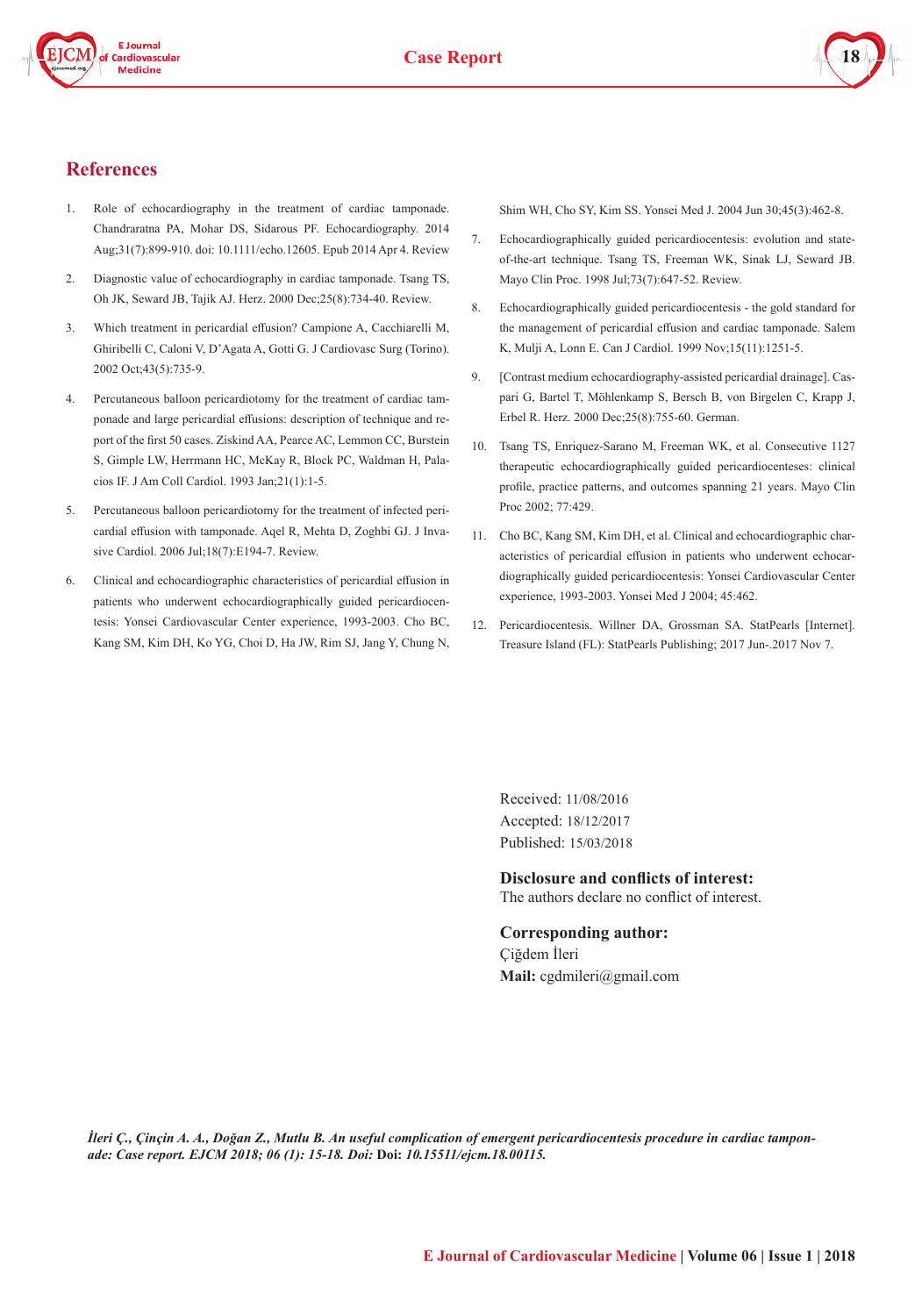## References

1. Role of echocardiography in the treatment of cardiac tamponade. Chandraratna PA, Mohar DS, Sidarous PF. Echocardiography. 2014 Aug;31(7):899-910. doi: 10.1111/echo.12605. Epub 2014 Apr 4. Review

2. Diagnostic value of echocardiography in cardiac tamponade. Tsang TS, Oh JK, Seward JB, Tajik AJ. Herz. 2000 Dec;25(8):734-40. Review.

3. Which treatment in pericardial effusion? Campione A, Cacchiarelli M, Ghiribelli C, Caloni V, D'Agata A, Gotti G. J Cardiovasc Surg (Torino). 2002 Oct;43(5):735-9.

4. Percutaneous balloon pericardiotomy for the treatment of cardiac tamponade and large pericardial effusions: description of technique and report of the first 50 cases. Ziskind AA, Pearce AC, Lemmon CC, Burstein S, Gimple LW, Herrmann HC, McKay R, Block PC, Waldman H, Palacios IF. J Am Coll Cardiol. 1993 Jan;21(1):1-5.

5. Percutaneous balloon pericardiotomy for the treatment of infected pericardial effusion with tamponade. Aqel R, Mehta D, Zoghbi GJ. J Invasive Cardiol. 2006 Jul;18(7):E194-7. Review.

6. Clinical and echocardiographic characteristics of pericardial effusion in patients who underwent echocardiographically guided pericardiocentesis: Yonsei Cardiovascular Center experience, 1993-2003. Cho BC, Kang SM, Kim DH, Ko YG, Choi D, Ha JW, Rim SJ, Jang Y, Chung N, Shim WH, Cho SY, Kim SS. Yonsei Med J. 2004 Jun 30;45(3):462-8.

7. Echocardiographically guided pericardiocentesis: evolution and state-of-the-art technique. Tsang TS, Freeman WK, Sinak LJ, Seward JB. Mayo Clin Proc. 1998 Jul;73(7):647-52. Review.

8. Echocardiographically guided pericardiocentesis - the gold standard for the management of pericardial effusion and cardiac tamponade. Salem K, Mulji A, Lonn E. Can J Cardiol. 1999 Nov;15(11):1251-5.

9. [Contrast medium echocardiography-assisted pericardial drainage]. Caspari G, Bartel T, Möhlenkamp S, Bersch B, von Birgelen C, Krapp J, Erbel R. Herz. 2000 Dec;25(8):755-60. German.

10. Tsang TS, Enriquez-Sarano M, Freeman WK, et al. Consecutive 1127 therapeutic echocardiographically guided pericardiocenteses: clinical profile, practice patterns, and outcomes spanning 21 years. Mayo Clin Proc 2002; 77:429.

11. Cho BC, Kang SM, Kim DH, et al. Clinical and echocardiographic characteristics of pericardial effusion in patients who underwent echocardiographically guided pericardiocentesis: Yonsei Cardiovascular Center experience, 1993-2003. Yonsei Med J 2004; 45:462.

12. Pericardiocentesis. Willner DA, Grossman SA. StatPearls [Internet]. Treasure Island (FL): StatPearls Publishing; 2017 Jun-.2017 Nov 7.

Received: 11/08/2016
Accepted: 18/12/2017
Published: 15/03/2018

**Disclosure and conflicts of interest:**
The authors declare no conflict of interest.

**Corresponding author:**
Çiğdem İleri
**Mail:** cgdmileri@gmail.com

***İleri Ç., Çinçin A. A., Doğan Z., Mutlu B. An useful complication of emergent pericardiocentesis procedure in cardiac tamponade: Case report. EJCM 2018; 06 (1): 15-18. Doi:*** **Doi:** ***10.15511/ejcm.18.00115.***